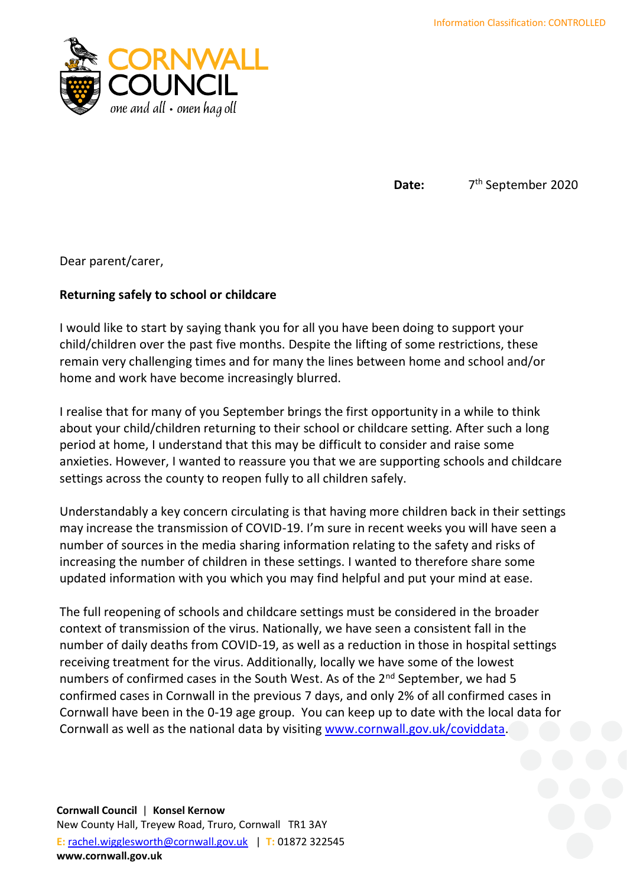Information Classification: CONTROLLED

CORNWALL COUNCIL
*one and all • onen hag oll*

**Date:** 7th September 2020

Dear parent/carer,

**Returning safely to school or childcare**

I would like to start by saying thank you for all you have been doing to support your child/children over the past five months. Despite the lifting of some restrictions, these remain very challenging times and for many the lines between home and school and/or home and work have become increasingly blurred.

I realise that for many of you September brings the first opportunity in a while to think about your child/children returning to their school or childcare setting. After such a long period at home, I understand that this may be difficult to consider and raise some anxieties. However, I wanted to reassure you that we are supporting schools and childcare settings across the county to reopen fully to all children safely.

Understandably a key concern circulating is that having more children back in their settings may increase the transmission of COVID-19. I'm sure in recent weeks you will have seen a number of sources in the media sharing information relating to the safety and risks of increasing the number of children in these settings. I wanted to therefore share some updated information with you which you may find helpful and put your mind at ease.

The full reopening of schools and childcare settings must be considered in the broader context of transmission of the virus. Nationally, we have seen a consistent fall in the number of daily deaths from COVID-19, as well as a reduction in those in hospital settings receiving treatment for the virus. Additionally, locally we have some of the lowest numbers of confirmed cases in the South West. As of the 2nd September, we had 5 confirmed cases in Cornwall in the previous 7 days, and only 2% of all confirmed cases in Cornwall have been in the 0-19 age group. You can keep up to date with the local data for Cornwall as well as the national data by visiting [www.cornwall.gov.uk/coviddata](http://www.cornwall.gov.uk/coviddata).

**Cornwall Council** | **Konsel Kernow**
New County Hall, Treyew Road, Truro, Cornwall TR1 3AY
E: [rachel.wigglesworth@cornwall.gov.uk](mailto:rachel.wigglesworth@cornwall.gov.uk) | T: 01872 322545
**www.cornwall.gov.uk**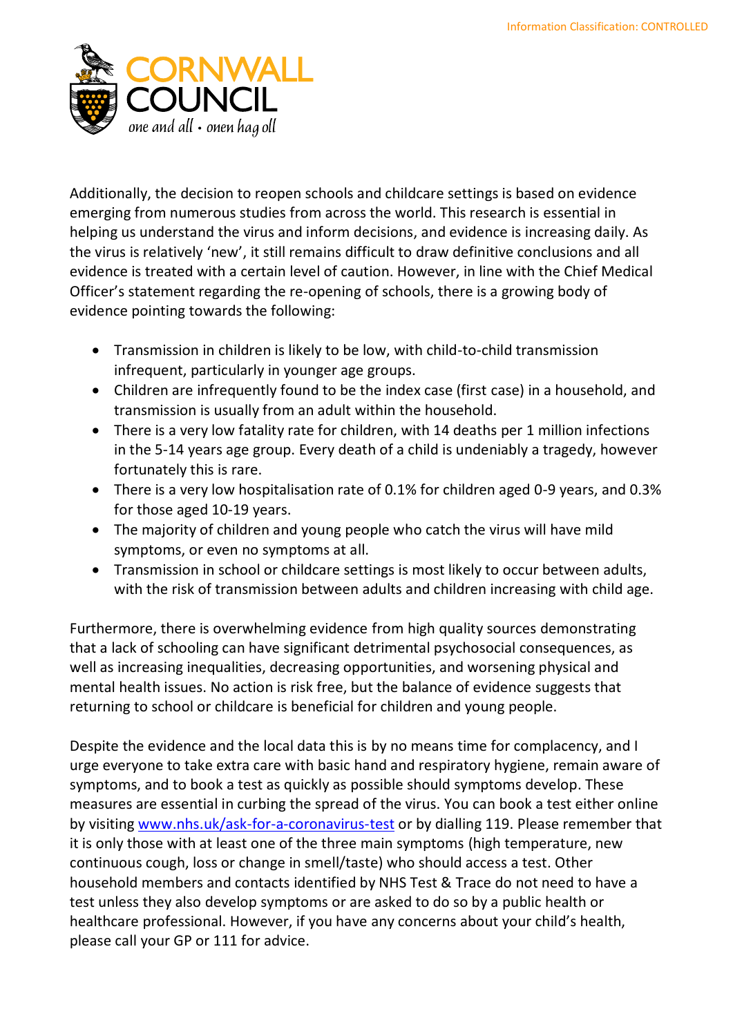Additionally, the decision to reopen schools and childcare settings is based on evidence emerging from numerous studies from across the world. This research is essential in helping us understand the virus and inform decisions, and evidence is increasing daily. As the virus is relatively 'new', it still remains difficult to draw definitive conclusions and all evidence is treated with a certain level of caution. However, in line with the Chief Medical Officer's statement regarding the re-opening of schools, there is a growing body of evidence pointing towards the following:

- Transmission in children is likely to be low, with child-to-child transmission infrequent, particularly in younger age groups.
- Children are infrequently found to be the index case (first case) in a household, and transmission is usually from an adult within the household.
- There is a very low fatality rate for children, with 14 deaths per 1 million infections in the 5-14 years age group. Every death of a child is undeniably a tragedy, however fortunately this is rare.
- There is a very low hospitalisation rate of 0.1% for children aged 0-9 years, and 0.3% for those aged 10-19 years.
- The majority of children and young people who catch the virus will have mild symptoms, or even no symptoms at all.
- Transmission in school or childcare settings is most likely to occur between adults, with the risk of transmission between adults and children increasing with child age.

Furthermore, there is overwhelming evidence from high quality sources demonstrating that a lack of schooling can have significant detrimental psychosocial consequences, as well as increasing inequalities, decreasing opportunities, and worsening physical and mental health issues. No action is risk free, but the balance of evidence suggests that returning to school or childcare is beneficial for children and young people.

Despite the evidence and the local data this is by no means time for complacency, and I urge everyone to take extra care with basic hand and respiratory hygiene, remain aware of symptoms, and to book a test as quickly as possible should symptoms develop. These measures are essential in curbing the spread of the virus. You can book a test either online by visiting [www.nhs.uk/ask-for-a-coronavirus-test](www.nhs.uk/ask-for-a-coronavirus-test) or by dialling 119. Please remember that it is only those with at least one of the three main symptoms (high temperature, new continuous cough, loss or change in smell/taste) who should access a test. Other household members and contacts identified by NHS Test & Trace do not need to have a test unless they also develop symptoms or are asked to do so by a public health or healthcare professional. However, if you have any concerns about your child's health, please call your GP or 111 for advice.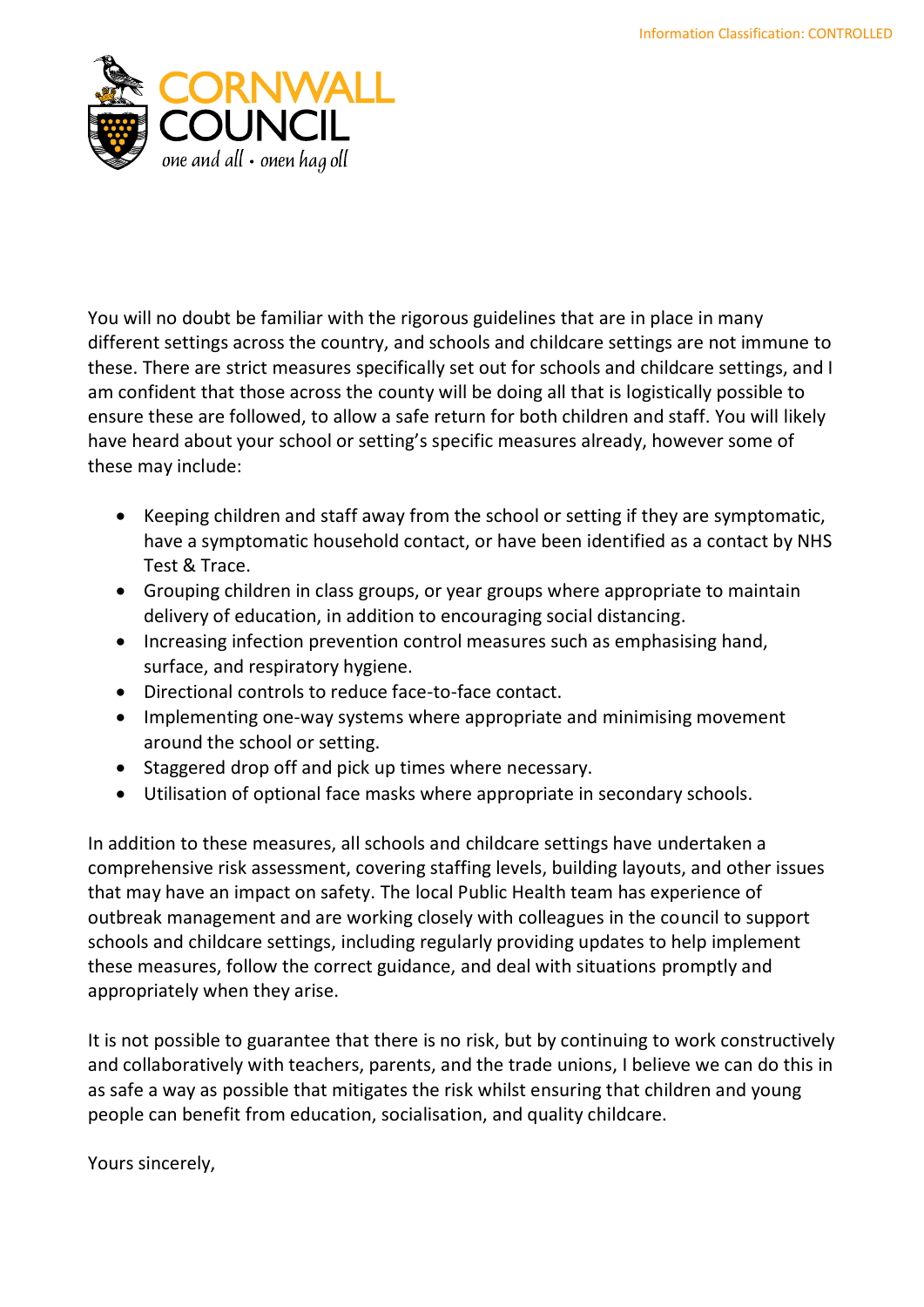You will no doubt be familiar with the rigorous guidelines that are in place in many different settings across the country, and schools and childcare settings are not immune to these. There are strict measures specifically set out for schools and childcare settings, and I am confident that those across the county will be doing all that is logistically possible to ensure these are followed, to allow a safe return for both children and staff. You will likely have heard about your school or setting's specific measures already, however some of these may include:

- Keeping children and staff away from the school or setting if they are symptomatic, have a symptomatic household contact, or have been identified as a contact by NHS Test & Trace.
- Grouping children in class groups, or year groups where appropriate to maintain delivery of education, in addition to encouraging social distancing.
- Increasing infection prevention control measures such as emphasising hand, surface, and respiratory hygiene.
- Directional controls to reduce face-to-face contact.
- Implementing one-way systems where appropriate and minimising movement around the school or setting.
- Staggered drop off and pick up times where necessary.
- Utilisation of optional face masks where appropriate in secondary schools.

In addition to these measures, all schools and childcare settings have undertaken a comprehensive risk assessment, covering staffing levels, building layouts, and other issues that may have an impact on safety. The local Public Health team has experience of outbreak management and are working closely with colleagues in the council to support schools and childcare settings, including regularly providing updates to help implement these measures, follow the correct guidance, and deal with situations promptly and appropriately when they arise.

It is not possible to guarantee that there is no risk, but by continuing to work constructively and collaboratively with teachers, parents, and the trade unions, I believe we can do this in as safe a way as possible that mitigates the risk whilst ensuring that children and young people can benefit from education, socialisation, and quality childcare.

Yours sincerely,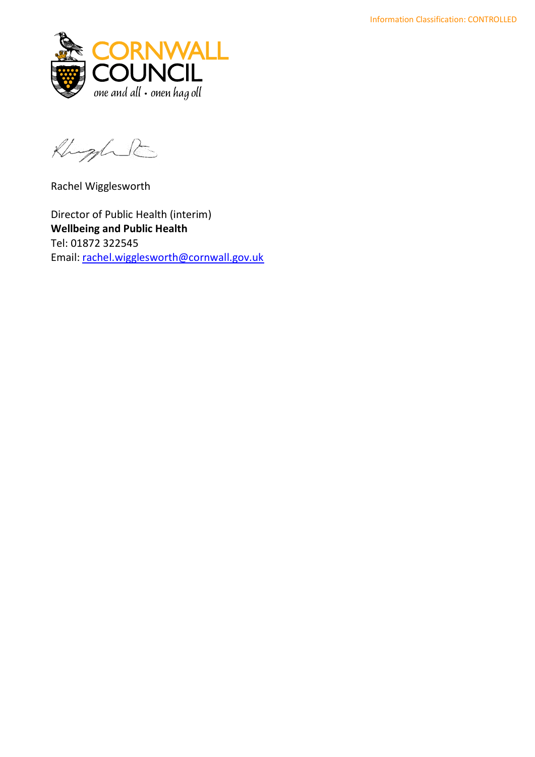Rachel Wigglesworth

Director of Public Health (interim)
**Wellbeing and Public Health**
Tel: 01872 322545
Email: rachel.wigglesworth@cornwall.gov.uk